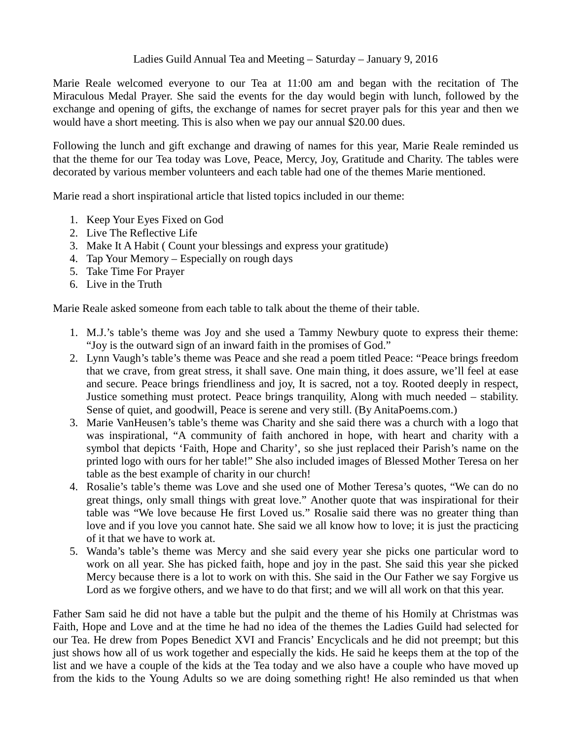Ladies Guild Annual Tea and Meeting – Saturday – January 9, 2016

Marie Reale welcomed everyone to our Tea at 11:00 am and began with the recitation of The Miraculous Medal Prayer. She said the events for the day would begin with lunch, followed by the exchange and opening of gifts, the exchange of names for secret prayer pals for this year and then we would have a short meeting. This is also when we pay our annual $20.00 dues.

Following the lunch and gift exchange and drawing of names for this year, Marie Reale reminded us that the theme for our Tea today was Love, Peace, Mercy, Joy, Gratitude and Charity. The tables were decorated by various member volunteers and each table had one of the themes Marie mentioned.

Marie read a short inspirational article that listed topics included in our theme:

1. Keep Your Eyes Fixed on God
2. Live The Reflective Life
3. Make It A Habit ( Count your blessings and express your gratitude)
4. Tap Your Memory – Especially on rough days
5. Take Time For Prayer
6. Live in the Truth

Marie Reale asked someone from each table to talk about the theme of their table.

1. M.J.'s table's theme was Joy and she used a Tammy Newbury quote to express their theme: "Joy is the outward sign of an inward faith in the promises of God."
2. Lynn Vaugh's table's theme was Peace and she read a poem titled Peace: "Peace brings freedom that we crave, from great stress, it shall save. One main thing, it does assure, we'll feel at ease and secure. Peace brings friendliness and joy, It is sacred, not a toy. Rooted deeply in respect, Justice something must protect. Peace brings tranquility, Along with much needed – stability. Sense of quiet, and goodwill, Peace is serene and very still. (By AnitaPoems.com.)
3. Marie VanHeusen's table's theme was Charity and she said there was a church with a logo that was inspirational, "A community of faith anchored in hope, with heart and charity with a symbol that depicts 'Faith, Hope and Charity', so she just replaced their Parish's name on the printed logo with ours for her table!" She also included images of Blessed Mother Teresa on her table as the best example of charity in our church!
4. Rosalie's table's theme was Love and she used one of Mother Teresa's quotes, "We can do no great things, only small things with great love." Another quote that was inspirational for their table was "We love because He first Loved us." Rosalie said there was no greater thing than love and if you love you cannot hate. She said we all know how to love; it is just the practicing of it that we have to work at.
5. Wanda's table's theme was Mercy and she said every year she picks one particular word to work on all year. She has picked faith, hope and joy in the past. She said this year she picked Mercy because there is a lot to work on with this. She said in the Our Father we say Forgive us Lord as we forgive others, and we have to do that first; and we will all work on that this year.

Father Sam said he did not have a table but the pulpit and the theme of his Homily at Christmas was Faith, Hope and Love and at the time he had no idea of the themes the Ladies Guild had selected for our Tea. He drew from Popes Benedict XVI and Francis' Encyclicals and he did not preempt; but this just shows how all of us work together and especially the kids. He said he keeps them at the top of the list and we have a couple of the kids at the Tea today and we also have a couple who have moved up from the kids to the Young Adults so we are doing something right! He also reminded us that when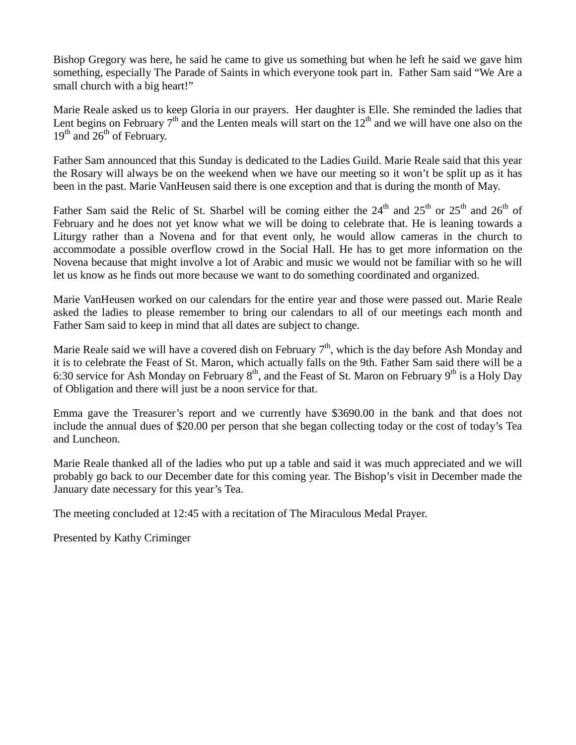Bishop Gregory was here, he said he came to give us something but when he left he said we gave him something, especially The Parade of Saints in which everyone took part in. Father Sam said "We Are a small church with a big heart!"

Marie Reale asked us to keep Gloria in our prayers. Her daughter is Elle. She reminded the ladies that Lent begins on February 7th and the Lenten meals will start on the 12th and we will have one also on the 19th and 26th of February.

Father Sam announced that this Sunday is dedicated to the Ladies Guild. Marie Reale said that this year the Rosary will always be on the weekend when we have our meeting so it won't be split up as it has been in the past. Marie VanHeusen said there is one exception and that is during the month of May.

Father Sam said the Relic of St. Sharbel will be coming either the 24th and 25th or 25th and 26th of February and he does not yet know what we will be doing to celebrate that. He is leaning towards a Liturgy rather than a Novena and for that event only, he would allow cameras in the church to accommodate a possible overflow crowd in the Social Hall. He has to get more information on the Novena because that might involve a lot of Arabic and music we would not be familiar with so he will let us know as he finds out more because we want to do something coordinated and organized.

Marie VanHeusen worked on our calendars for the entire year and those were passed out. Marie Reale asked the ladies to please remember to bring our calendars to all of our meetings each month and Father Sam said to keep in mind that all dates are subject to change.

Marie Reale said we will have a covered dish on February 7th, which is the day before Ash Monday and it is to celebrate the Feast of St. Maron, which actually falls on the 9th. Father Sam said there will be a 6:30 service for Ash Monday on February 8th, and the Feast of St. Maron on February 9th is a Holy Day of Obligation and there will just be a noon service for that.

Emma gave the Treasurer's report and we currently have $3690.00 in the bank and that does not include the annual dues of $20.00 per person that she began collecting today or the cost of today's Tea and Luncheon.

Marie Reale thanked all of the ladies who put up a table and said it was much appreciated and we will probably go back to our December date for this coming year. The Bishop's visit in December made the January date necessary for this year's Tea.

The meeting concluded at 12:45 with a recitation of The Miraculous Medal Prayer.

Presented by Kathy Criminger